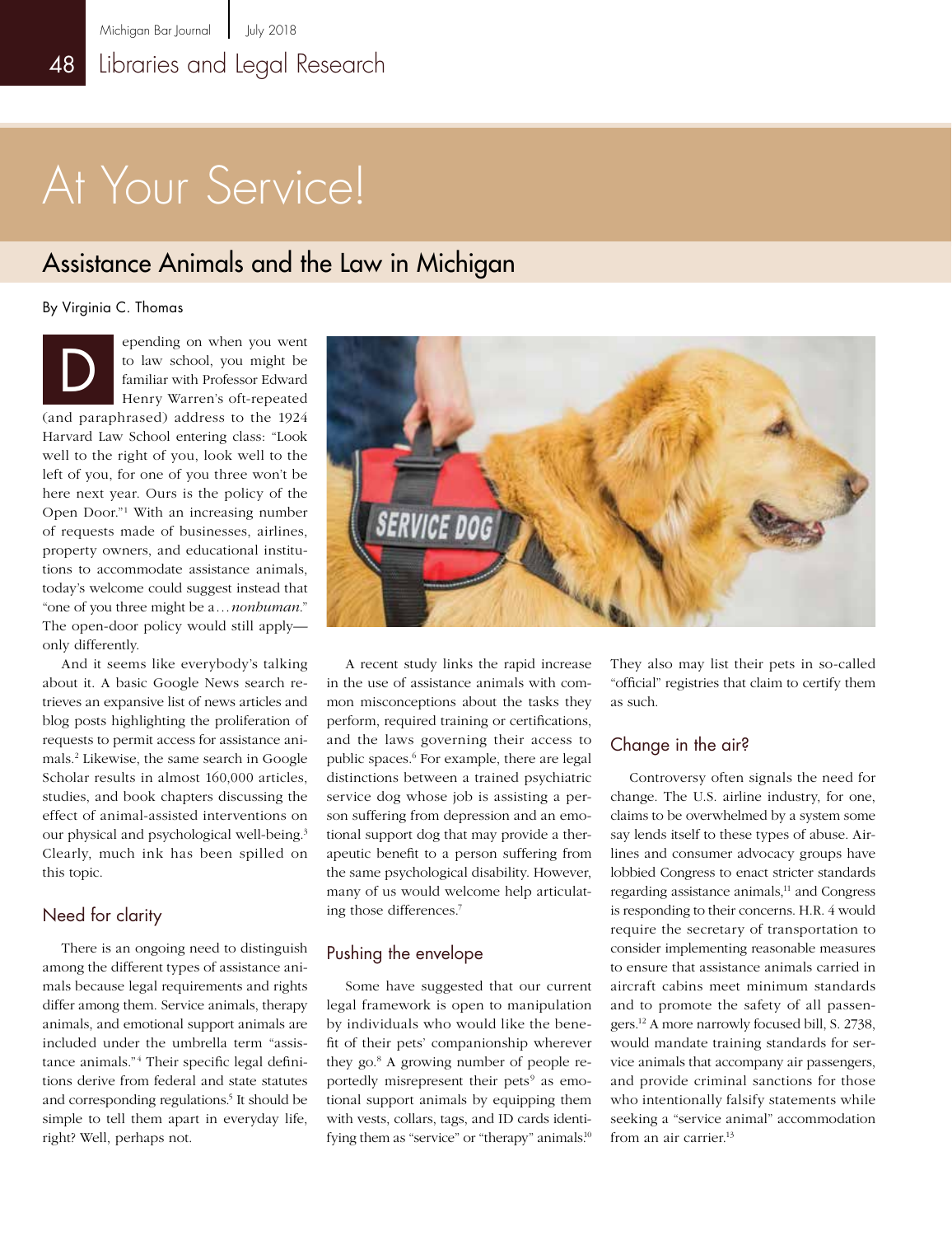# At Your Service!

## Assistance Animals and the Law in Michigan

By Virginia C. Thomas

Depending on when you went to law school, you might be familiar with Professor Edward Henry Warren's oft-repeated (and paraphrased) address to the 1924 Harvard Law School entering class: "Look well to the right of you, look well to the left of you, for one of you three won't be here next year. Ours is the policy of the Open Door."[1] With an increasing number of requests made of businesses, airlines, property owners, and educational institutions to accommodate assistance animals, today's welcome could suggest instead that "one of you three might be a…*nonhuman*." The open-door policy would still apply—only differently.

And it seems like everybody's talking about it. A basic Google News search retrieves an expansive list of news articles and blog posts highlighting the proliferation of requests to permit access for assistance animals.[2] Likewise, the same search in Google Scholar results in almost 160,000 articles, studies, and book chapters discussing the effect of animal-assisted interventions on our physical and psychological well-being.[3] Clearly, much ink has been spilled on this topic.

### Need for clarity

There is an ongoing need to distinguish among the different types of assistance animals because legal requirements and rights differ among them. Service animals, therapy animals, and emotional support animals are included under the umbrella term "assistance animals."[4] Their specific legal definitions derive from federal and state statutes and corresponding regulations.[5] It should be simple to tell them apart in everyday life, right? Well, perhaps not.

A recent study links the rapid increase in the use of assistance animals with common misconceptions about the tasks they perform, required training or certifications, and the laws governing their access to public spaces.[6] For example, there are legal distinctions between a trained psychiatric service dog whose job is assisting a person suffering from depression and an emotional support dog that may provide a therapeutic benefit to a person suffering from the same psychological disability. However, many of us would welcome help articulating those differences.[7]

### Pushing the envelope

Some have suggested that our current legal framework is open to manipulation by individuals who would like the benefit of their pets' companionship wherever they go.[8] A growing number of people reportedly misrepresent their pets[9] as emotional support animals by equipping them with vests, collars, tags, and ID cards identifying them as "service" or "therapy" animals.[10] They also may list their pets in so-called "official" registries that claim to certify them as such.

### Change in the air?

Controversy often signals the need for change. The U.S. airline industry, for one, claims to be overwhelmed by a system some say lends itself to these types of abuse. Airlines and consumer advocacy groups have lobbied Congress to enact stricter standards regarding assistance animals,[11] and Congress is responding to their concerns. H.R. 4 would require the secretary of transportation to consider implementing reasonable measures to ensure that assistance animals carried in aircraft cabins meet minimum standards and to promote the safety of all passengers.[12] A more narrowly focused bill, S. 2738, would mandate training standards for service animals that accompany air passengers, and provide criminal sanctions for those who intentionally falsify statements while seeking a "service animal" accommodation from an air carrier.[13]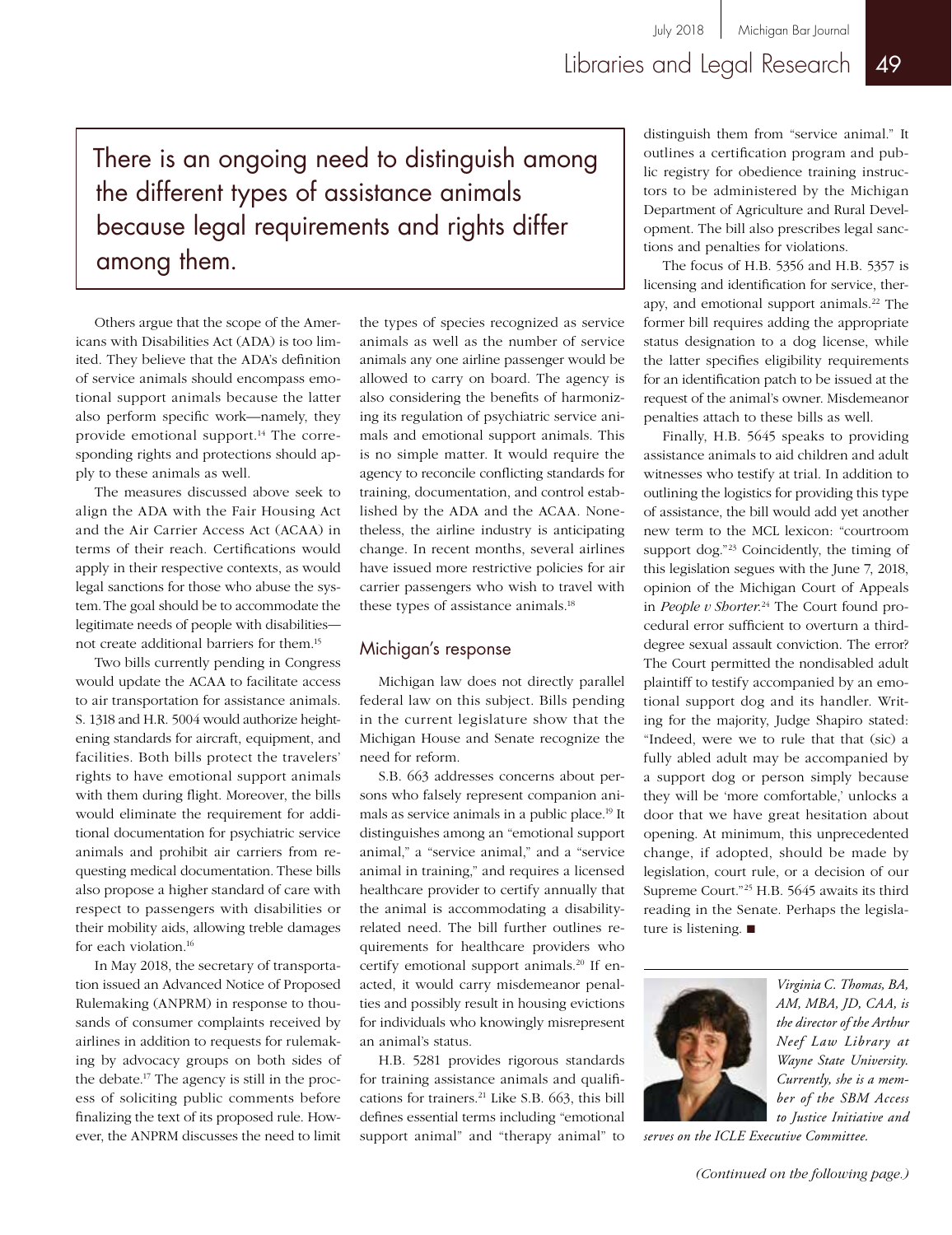> There is an ongoing need to distinguish among the different types of assistance animals because legal requirements and rights differ among them.

Others argue that the scope of the Americans with Disabilities Act (ADA) is too limited. They believe that the ADA's definition of service animals should encompass emotional support animals because the latter also perform specific work—namely, they provide emotional support.[14] The corresponding rights and protections should apply to these animals as well.

The measures discussed above seek to align the ADA with the Fair Housing Act and the Air Carrier Access Act (ACAA) in terms of their reach. Certifications would apply in their respective contexts, as would legal sanctions for those who abuse the system. The goal should be to accommodate the legitimate needs of people with disabilities—not create additional barriers for them.[15]

Two bills currently pending in Congress would update the ACAA to facilitate access to air transportation for assistance animals. S. 1318 and H.R. 5004 would authorize heightening standards for aircraft, equipment, and facilities. Both bills protect the travelers' rights to have emotional support animals with them during flight. Moreover, the bills would eliminate the requirement for additional documentation for psychiatric service animals and prohibit air carriers from requesting medical documentation. These bills also propose a higher standard of care with respect to passengers with disabilities or their mobility aids, allowing treble damages for each violation.[16]

In May 2018, the secretary of transportation issued an Advanced Notice of Proposed Rulemaking (ANPRM) in response to thousands of consumer complaints received by airlines in addition to requests for rulemaking by advocacy groups on both sides of the debate.[17] The agency is still in the process of soliciting public comments before finalizing the text of its proposed rule. However, the ANPRM discusses the need to limit the types of species recognized as service animals as well as the number of service animals any one airline passenger would be allowed to carry on board. The agency is also considering the benefits of harmonizing its regulation of psychiatric service animals and emotional support animals. This is no simple matter. It would require the agency to reconcile conflicting standards for training, documentation, and control established by the ADA and the ACAA. Nonetheless, the airline industry is anticipating change. In recent months, several airlines have issued more restrictive policies for air carrier passengers who wish to travel with these types of assistance animals.[18]

## Michigan's response

Michigan law does not directly parallel federal law on this subject. Bills pending in the current legislature show that the Michigan House and Senate recognize the need for reform.

S.B. 663 addresses concerns about persons who falsely represent companion animals as service animals in a public place.[19] It distinguishes among an "emotional support animal," a "service animal," and a "service animal in training," and requires a licensed healthcare provider to certify annually that the animal is accommodating a disability-related need. The bill further outlines requirements for healthcare providers who certify emotional support animals.[20] If enacted, it would carry misdemeanor penalties and possibly result in housing evictions for individuals who knowingly misrepresent an animal's status.

H.B. 5281 provides rigorous standards for training assistance animals and qualifications for trainers.[21] Like S.B. 663, this bill defines essential terms including "emotional support animal" and "therapy animal" to distinguish them from "service animal." It outlines a certification program and public registry for obedience training instructors to be administered by the Michigan Department of Agriculture and Rural Development. The bill also prescribes legal sanctions and penalties for violations.

The focus of H.B. 5356 and H.B. 5357 is licensing and identification for service, therapy, and emotional support animals.[22] The former bill requires adding the appropriate status designation to a dog license, while the latter specifies eligibility requirements for an identification patch to be issued at the request of the animal's owner. Misdemeanor penalties attach to these bills as well.

Finally, H.B. 5645 speaks to providing assistance animals to aid children and adult witnesses who testify at trial. In addition to outlining the logistics for providing this type of assistance, the bill would add yet another new term to the MCL lexicon: "courtroom support dog."[23] Coincidently, the timing of this legislation segues with the June 7, 2018, opinion of the Michigan Court of Appeals in *People v Shorter*.[24] The Court found procedural error sufficient to overturn a third-degree sexual assault conviction. The error? The Court permitted the nondisabled adult plaintiff to testify accompanied by an emotional support dog and its handler. Writing for the majority, Judge Shapiro stated: "Indeed, were we to rule that that (sic) a fully abled adult may be accompanied by a support dog or person simply because they will be 'more comfortable,' unlocks a door that we have great hesitation about opening. At minimum, this unprecedented change, if adopted, should be made by legislation, court rule, or a decision of our Supreme Court."[25] H.B. 5645 awaits its third reading in the Senate. Perhaps the legislature is listening. ■

---

*Virginia C. Thomas, BA, AM, MBA, JD, CAA, is the director of the Arthur Neef Law Library at Wayne State University. Currently, she is a member of the SBM Access to Justice Initiative and serves on the ICLE Executive Committee.*

*(Continued on the following page.)*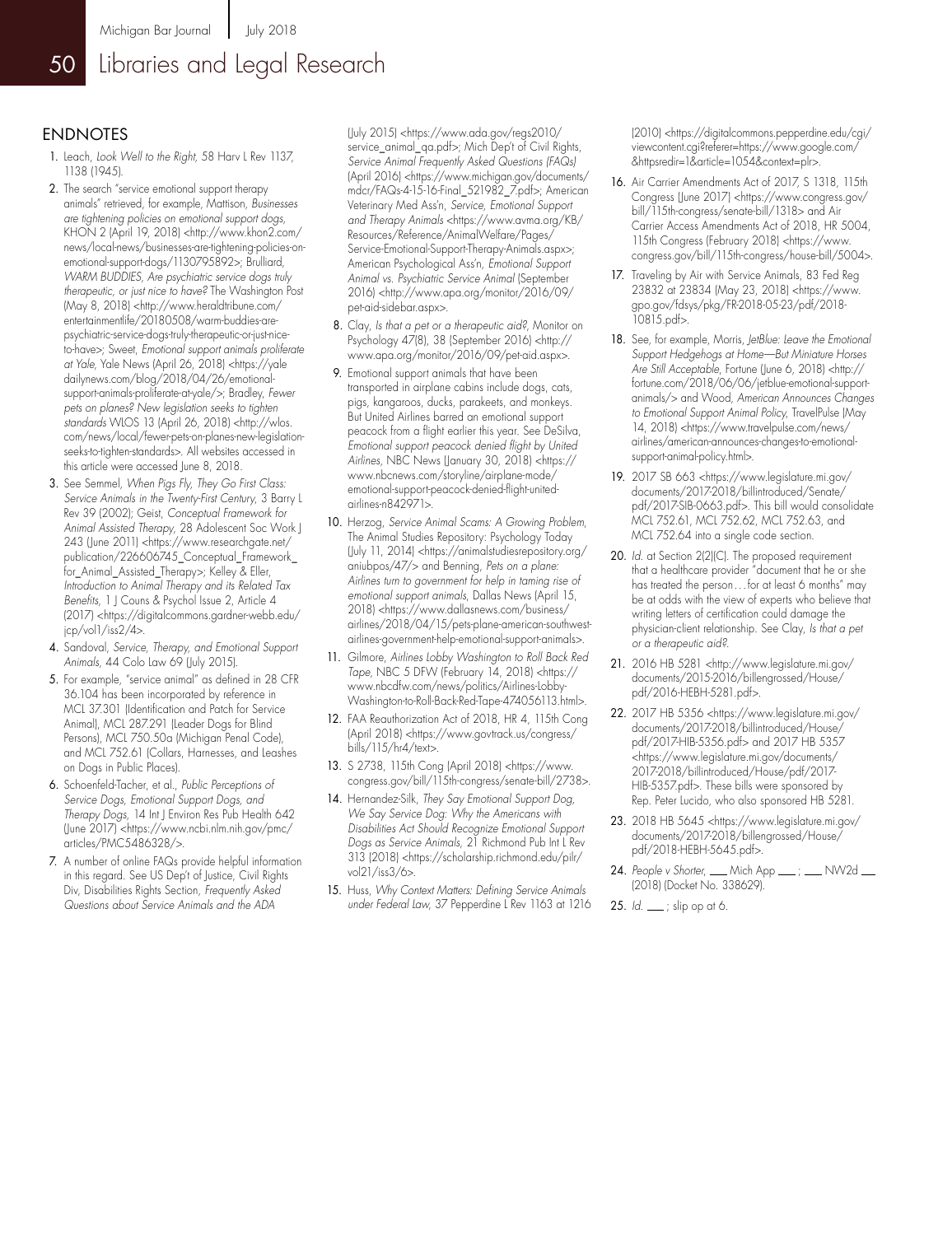## ENDNOTES

1. Leach, *Look Well to the Right*, 58 Harv L Rev 1137, 1138 (1945).
2. The search "service emotional support therapy animals" retrieved, for example, Mattison, *Businesses are tightening policies on emotional support dogs*, KHON 2 (April 19, 2018) <http://www.khon2.com/news/local-news/businesses-are-tightening-policies-on-emotional-support-dogs/1130795892>; Brulliard, *WARM BUDDIES, Are psychiatric service dogs truly therapeutic, or just nice to have?* The Washington Post (May 8, 2018) <http://www.heraldtribune.com/entertainmentlife/20180508/warm-buddies-are-psychiatric-service-dogs-truly-therapeutic-or-just-nice-to-have>; Sweet, *Emotional support animals proliferate at Yale*, Yale News (April 26, 2018) <https://yaledailynews.com/blog/2018/04/26/emotional-support-animals-proliferate-at-yale/>; Bradley, *Fewer pets on planes? New legislation seeks to tighten standards* WLOS 13 (April 26, 2018) <http://wlos.com/news/local/fewer-pets-on-planes-new-legislation-seeks-to-tighten-standards>. All websites accessed in this article were accessed June 8, 2018.
3. See Semmel, *When Pigs Fly, They Go First Class: Service Animals in the Twenty-First Century*, 3 Barry L Rev 39 (2002); Geist, *Conceptual Framework for Animal Assisted Therapy*, 28 Adolescent Soc Work J 243 (June 2011) <https://www.researchgate.net/publication/226606745_Conceptual_Framework_for_Animal_Assisted_Therapy>; Kelley & Eller, *Introduction to Animal Therapy and its Related Tax Benefits*, 1 J Couns & Psychol Issue 2, Article 4 (2017) <https://digitalcommons.gardner-webb.edu/jcp/vol1/iss2/4>.
4. Sandoval, *Service, Therapy, and Emotional Support Animals*, 44 Colo Law 69 (July 2015).
5. For example, "service animal" as defined in 28 CFR 36.104 has been incorporated by reference in MCL 37.301 (Identification and Patch for Service Animal), MCL 287.291 (Leader Dogs for Blind Persons), MCL 750.50a (Michigan Penal Code), and MCL 752.61 (Collars, Harnesses, and Leashes on Dogs in Public Places).
6. Schoenfeld-Tacher, et al., *Public Perceptions of Service Dogs, Emotional Support Dogs, and Therapy Dogs*, 14 Int J Environ Res Pub Health 642 (June 2017) <https://www.ncbi.nlm.nih.gov/pmc/articles/PMC5486328/>.
7. A number of online FAQs provide helpful information in this regard. See US Dep't of Justice, Civil Rights Div, Disabilities Rights Section, *Frequently Asked Questions about Service Animals and the ADA* (July 2015) <https://www.ada.gov/regs2010/service_animal_qa.pdf>; Mich Dep't of Civil Rights, *Service Animal Frequently Asked Questions (FAQs)* (April 2016) <https://www.michigan.gov/documents/mdcr/FAQs-4-15-16-Final_521982_7.pdf>; American Veterinary Med Ass'n, *Service, Emotional Support and Therapy Animals* <https://www.avma.org/KB/Resources/Reference/AnimalWelfare/Pages/Service-Emotional-Support-Therapy-Animals.aspx>; American Psychological Ass'n, *Emotional Support Animal vs. Psychiatric Service Animal* (September 2016) <http://www.apa.org/monitor/2016/09/pet-aid-sidebar.aspx>.
8. Clay, *Is that a pet or a therapeutic aid?*, Monitor on Psychology 47(8), 38 (September 2016) <http://www.apa.org/monitor/2016/09/pet-aid.aspx>.
9. Emotional support animals that have been transported in airplane cabins include dogs, cats, pigs, kangaroos, ducks, parakeets, and monkeys. But United Airlines barred an emotional support peacock from a flight earlier this year. See DeSilva, *Emotional support peacock denied flight by United Airlines*, NBC News (January 30, 2018) <https://www.nbcnews.com/storyline/airplane-mode/emotional-support-peacock-denied-flight-united-airlines-n842971>.
10. Herzog, *Service Animal Scams: A Growing Problem*, The Animal Studies Repository: Psychology Today (July 11, 2014) <https://animalstudiesrepository.org/aniubpos/47/> and Benning, *Pets on a plane: Airlines turn to government for help in taming rise of emotional support animals*, Dallas News (April 15, 2018) <https://www.dallasnews.com/business/airlines/2018/04/15/pets-plane-american-southwest-airlines-government-help-emotional-support-animals>.
11. Gilmore, *Airlines Lobby Washington to Roll Back Red Tape*, NBC 5 DFW (February 14, 2018) <https://www.nbcdfw.com/news/politics/Airlines-Lobby-Washington-to-Roll-Back-Red-Tape-474056113.html>.
12. FAA Reauthorization Act of 2018, HR 4, 115th Cong (April 2018) <https://www.govtrack.us/congress/bills/115/hr4/text>.
13. S 2738, 115th Cong (April 2018) <https://www.congress.gov/bill/115th-congress/senate-bill/2738>.
14. Hernandez-Silk, *They Say Emotional Support Dog, We Say Service Dog: Why the Americans with Disabilities Act Should Recognize Emotional Support Dogs as Service Animals*, 21 Richmond Pub Int L Rev 313 (2018) <https://scholarship.richmond.edu/pilr/vol21/iss3/6>.
15. Huss, *Why Context Matters: Defining Service Animals under Federal Law*, 37 Pepperdine L Rev 1163 at 1216 (2010) <https://digitalcommons.pepperdine.edu/cgi/viewcontent.cgi?referer=https://www.google.com/&httpsredir=1&article=1054&context=plr>.
16. Air Carrier Amendments Act of 2017, S 1318, 115th Congress (June 2017) <https://www.congress.gov/bill/115th-congress/senate-bill/1318> and Air Carrier Access Amendments Act of 2018, HR 5004, 115th Congress (February 2018) <https://www.congress.gov/bill/115th-congress/house-bill/5004>.
17. Traveling by Air with Service Animals, 83 Fed Reg 23832 at 23834 (May 23, 2018) <https://www.gpo.gov/fdsys/pkg/FR-2018-05-23/pdf/2018-10815.pdf>.
18. See, for example, Morris, *JetBlue: Leave the Emotional Support Hedgehogs at Home—But Miniature Horses Are Still Acceptable*, Fortune (June 6, 2018) <http://fortune.com/2018/06/06/jetblue-emotional-support-animals/> and Wood, *American Announces Changes to Emotional Support Animal Policy*, TravelPulse (May 14, 2018) <https://www.travelpulse.com/news/airlines/american-announces-changes-to-emotional-support-animal-policy.html>.
19. 2017 SB 663 <https://www.legislature.mi.gov/documents/2017-2018/billintroduced/Senate/pdf/2017-SIB-0663.pdf>. This bill would consolidate MCL 752.61, MCL 752.62, MCL 752.63, and MCL 752.64 into a single code section.
20. *Id.* at Section 2(2)(C). The proposed requirement that a healthcare provider "document that he or she has treated the person…for at least 6 months" may be at odds with the view of experts who believe that writing letters of certification could damage the physician-client relationship. See Clay, *Is that a pet or a therapeutic aid?*.
21. 2016 HB 5281 <http://www.legislature.mi.gov/documents/2015-2016/billengrossed/House/pdf/2016-HEBH-5281.pdf>.
22. 2017 HB 5356 <https://www.legislature.mi.gov/documents/2017-2018/billintroduced/House/pdf/2017-HIB-5356.pdf> and 2017 HB 5357 <https://www.legislature.mi.gov/documents/2017-2018/billintroduced/House/pdf/2017-HIB-5357.pdf>. These bills were sponsored by Rep. Peter Lucido, who also sponsored HB 5281.
23. 2018 HB 5645 <https://www.legislature.mi.gov/documents/2017-2018/billengrossed/House/pdf/2018-HEBH-5645.pdf>.
24. *People v Shorter*, ___ Mich App ___; ___ NW2d ___ (2018) (Docket No. 338629).
25. *Id.* ___; slip op at 6.